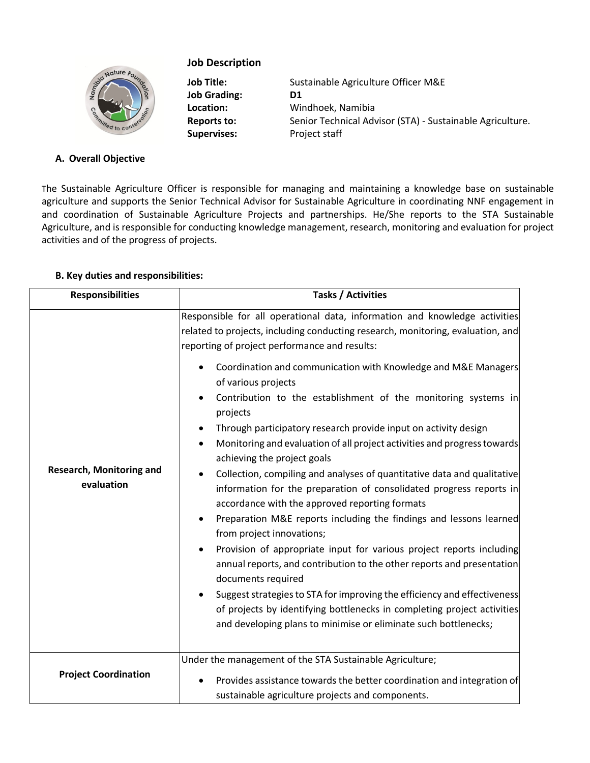## Job Description

**Job Title:** Sustainable Agriculture Officer M&E
**Job Grading:** **D1**
**Location:** Windhoek, Namibia
**Reports to:** Senior Technical Advisor (STA) - Sustainable Agriculture.
**Supervises:** Project staff

### A. Overall Objective

The Sustainable Agriculture Officer is responsible for managing and maintaining a knowledge base on sustainable agriculture and supports the Senior Technical Advisor for Sustainable Agriculture in coordinating NNF engagement in and coordination of Sustainable Agriculture Projects and partnerships. He/She reports to the STA Sustainable Agriculture, and is responsible for conducting knowledge management, research, monitoring and evaluation for project activities and of the progress of projects.

### B. Key duties and responsibilities:

| Responsibilities | Tasks / Activities |
|---|---|
| **Research, Monitoring and evaluation** | Responsible for all operational data, information and knowledge activities related to projects, including conducting research, monitoring, evaluation, and reporting of project performance and results:<br>• Coordination and communication with Knowledge and M&E Managers of various projects<br>• Contribution to the establishment of the monitoring systems in projects<br>• Through participatory research provide input on activity design<br>• Monitoring and evaluation of all project activities and progress towards achieving the project goals<br>• Collection, compiling and analyses of quantitative data and qualitative information for the preparation of consolidated progress reports in accordance with the approved reporting formats<br>• Preparation M&E reports including the findings and lessons learned from project innovations;<br>• Provision of appropriate input for various project reports including annual reports, and contribution to the other reports and presentation documents required<br>• Suggest strategies to STA for improving the efficiency and effectiveness of projects by identifying bottlenecks in completing project activities and developing plans to minimise or eliminate such bottlenecks; |
| **Project Coordination** | Under the management of the STA Sustainable Agriculture;<br>• Provides assistance towards the better coordination and integration of sustainable agriculture projects and components. |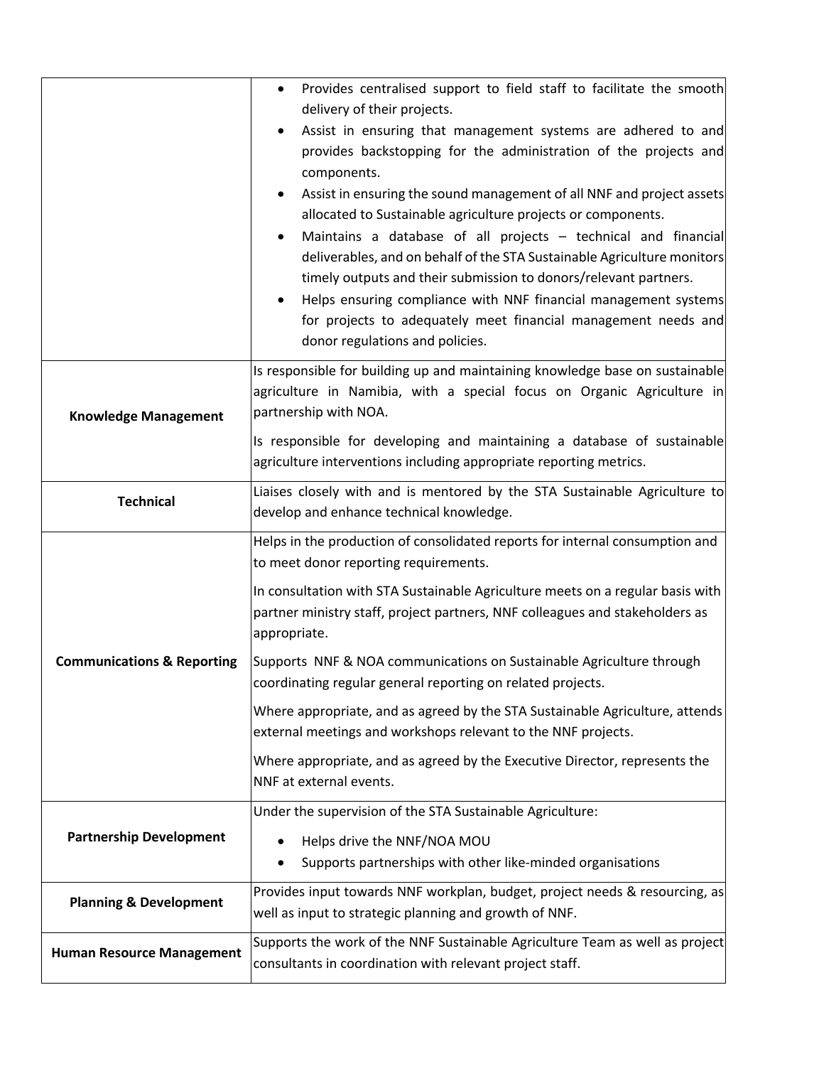| | |
|---|---|
| | • Provides centralised support to field staff to facilitate the smooth delivery of their projects.<br>• Assist in ensuring that management systems are adhered to and provides backstopping for the administration of the projects and components.<br>• Assist in ensuring the sound management of all NNF and project assets allocated to Sustainable agriculture projects or components.<br>• Maintains a database of all projects – technical and financial deliverables, and on behalf of the STA Sustainable Agriculture monitors timely outputs and their submission to donors/relevant partners.<br>• Helps ensuring compliance with NNF financial management systems for projects to adequately meet financial management needs and donor regulations and policies. |
| **Knowledge Management** | Is responsible for building up and maintaining knowledge base on sustainable agriculture in Namibia, with a special focus on Organic Agriculture in partnership with NOA.<br><br>Is responsible for developing and maintaining a database of sustainable agriculture interventions including appropriate reporting metrics. |
| **Technical** | Liaises closely with and is mentored by the STA Sustainable Agriculture to develop and enhance technical knowledge. |
| **Communications & Reporting** | Helps in the production of consolidated reports for internal consumption and to meet donor reporting requirements.<br><br>In consultation with STA Sustainable Agriculture meets on a regular basis with partner ministry staff, project partners, NNF colleagues and stakeholders as appropriate.<br><br>Supports NNF & NOA communications on Sustainable Agriculture through coordinating regular general reporting on related projects.<br><br>Where appropriate, and as agreed by the STA Sustainable Agriculture, attends external meetings and workshops relevant to the NNF projects.<br><br>Where appropriate, and as agreed by the Executive Director, represents the NNF at external events. |
| **Partnership Development** | Under the supervision of the STA Sustainable Agriculture:<br>• Helps drive the NNF/NOA MOU<br>• Supports partnerships with other like-minded organisations |
| **Planning & Development** | Provides input towards NNF workplan, budget, project needs & resourcing, as well as input to strategic planning and growth of NNF. |
| **Human Resource Management** | Supports the work of the NNF Sustainable Agriculture Team as well as project consultants in coordination with relevant project staff. |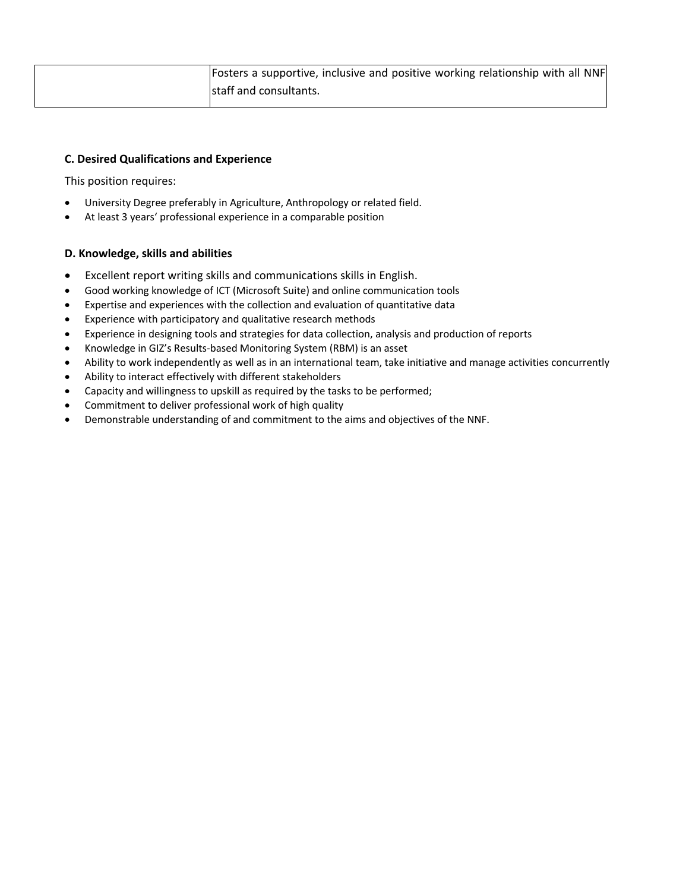| | |
|---|---|
| | Fosters a supportive, inclusive and positive working relationship with all NNF staff and consultants. |

**C. Desired Qualifications and Experience**

This position requires:

- University Degree preferably in Agriculture, Anthropology or related field.
- At least 3 years' professional experience in a comparable position

**D. Knowledge, skills and abilities**

- Excellent report writing skills and communications skills in English.
- Good working knowledge of ICT (Microsoft Suite) and online communication tools
- Expertise and experiences with the collection and evaluation of quantitative data
- Experience with participatory and qualitative research methods
- Experience in designing tools and strategies for data collection, analysis and production of reports
- Knowledge in GIZ's Results-based Monitoring System (RBM) is an asset
- Ability to work independently as well as in an international team, take initiative and manage activities concurrently
- Ability to interact effectively with different stakeholders
- Capacity and willingness to upskill as required by the tasks to be performed;
- Commitment to deliver professional work of high quality
- Demonstrable understanding of and commitment to the aims and objectives of the NNF.